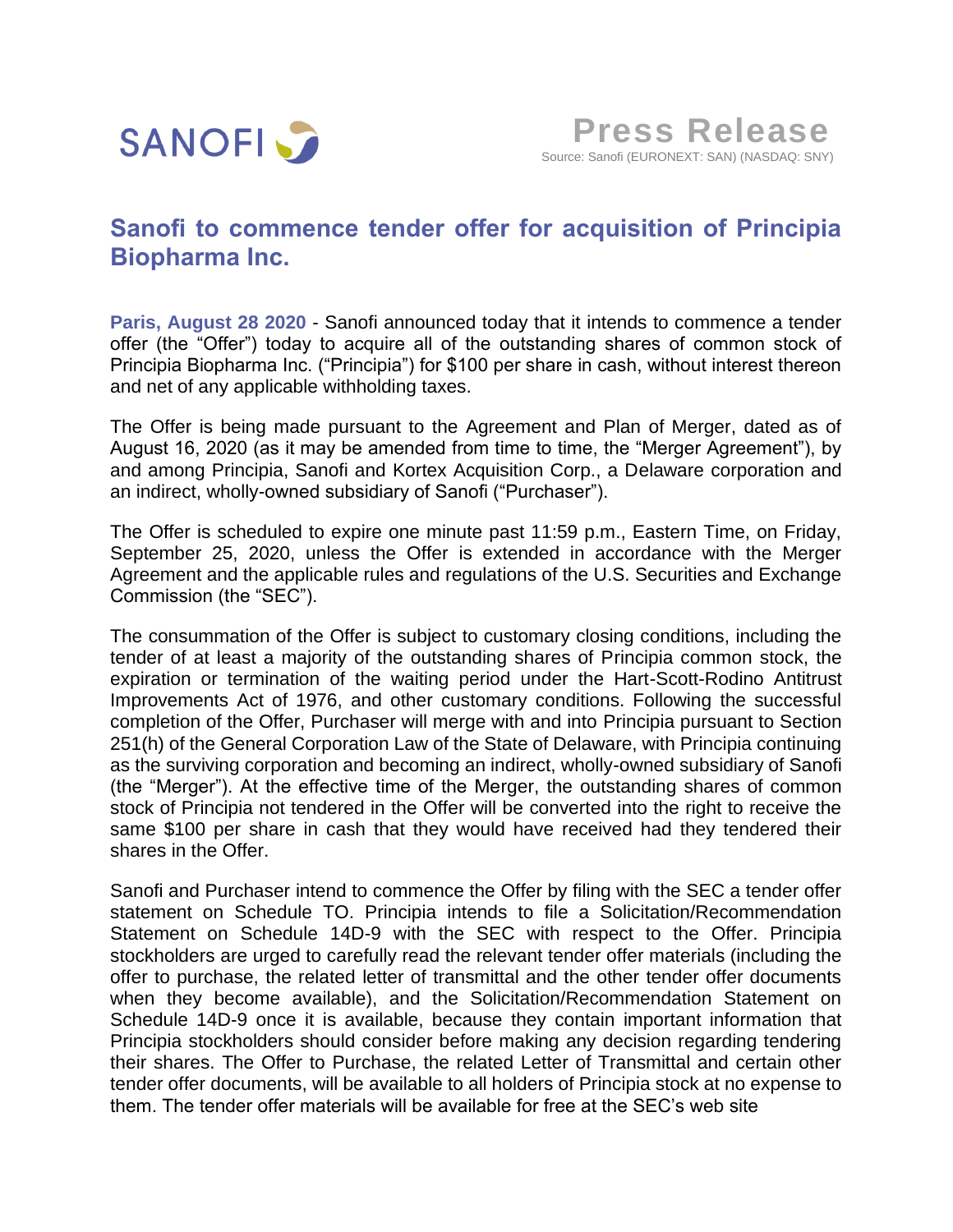SANOFI

# Press Release

Source: Sanofi (EURONEXT: SAN) (NASDAQ: SNY)

## Sanofi to commence tender offer for acquisition of Principia Biopharma Inc.

**Paris, August 28 2020** - Sanofi announced today that it intends to commence a tender offer (the "Offer") today to acquire all of the outstanding shares of common stock of Principia Biopharma Inc. ("Principia") for $100 per share in cash, without interest thereon and net of any applicable withholding taxes.

The Offer is being made pursuant to the Agreement and Plan of Merger, dated as of August 16, 2020 (as it may be amended from time to time, the "Merger Agreement"), by and among Principia, Sanofi and Kortex Acquisition Corp., a Delaware corporation and an indirect, wholly-owned subsidiary of Sanofi ("Purchaser").

The Offer is scheduled to expire one minute past 11:59 p.m., Eastern Time, on Friday, September 25, 2020, unless the Offer is extended in accordance with the Merger Agreement and the applicable rules and regulations of the U.S. Securities and Exchange Commission (the "SEC").

The consummation of the Offer is subject to customary closing conditions, including the tender of at least a majority of the outstanding shares of Principia common stock, the expiration or termination of the waiting period under the Hart-Scott-Rodino Antitrust Improvements Act of 1976, and other customary conditions. Following the successful completion of the Offer, Purchaser will merge with and into Principia pursuant to Section 251(h) of the General Corporation Law of the State of Delaware, with Principia continuing as the surviving corporation and becoming an indirect, wholly-owned subsidiary of Sanofi (the "Merger"). At the effective time of the Merger, the outstanding shares of common stock of Principia not tendered in the Offer will be converted into the right to receive the same $100 per share in cash that they would have received had they tendered their shares in the Offer.

Sanofi and Purchaser intend to commence the Offer by filing with the SEC a tender offer statement on Schedule TO. Principia intends to file a Solicitation/Recommendation Statement on Schedule 14D-9 with the SEC with respect to the Offer. Principia stockholders are urged to carefully read the relevant tender offer materials (including the offer to purchase, the related letter of transmittal and the other tender offer documents when they become available), and the Solicitation/Recommendation Statement on Schedule 14D-9 once it is available, because they contain important information that Principia stockholders should consider before making any decision regarding tendering their shares. The Offer to Purchase, the related Letter of Transmittal and certain other tender offer documents, will be available to all holders of Principia stock at no expense to them. The tender offer materials will be available for free at the SEC's web site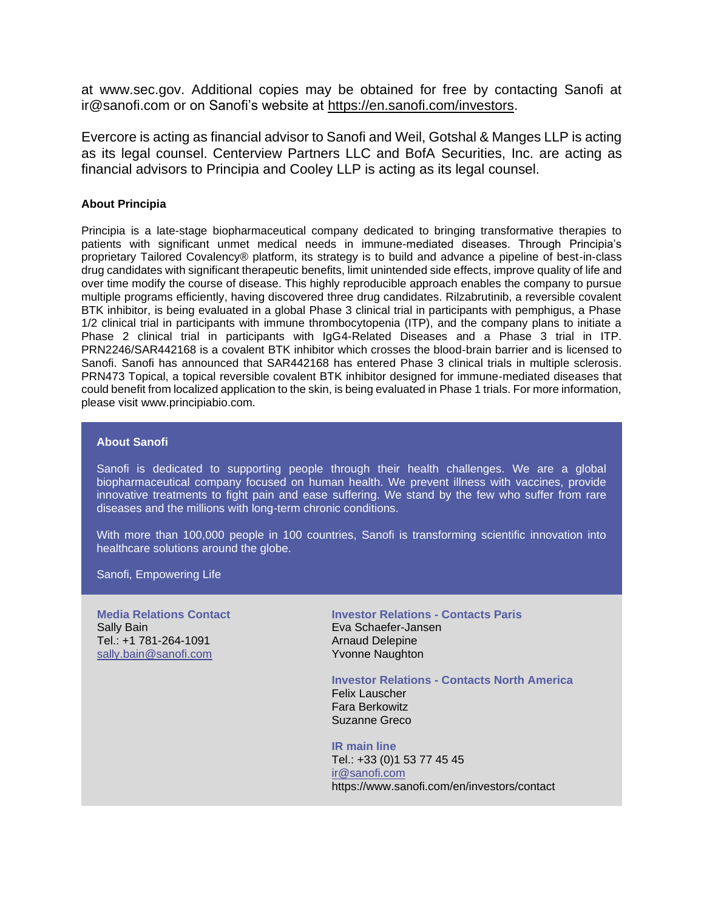at www.sec.gov. Additional copies may be obtained for free by contacting Sanofi at ir@sanofi.com or on Sanofi's website at https://en.sanofi.com/investors.

Evercore is acting as financial advisor to Sanofi and Weil, Gotshal & Manges LLP is acting as its legal counsel. Centerview Partners LLC and BofA Securities, Inc. are acting as financial advisors to Principia and Cooley LLP is acting as its legal counsel.

**About Principia**

Principia is a late-stage biopharmaceutical company dedicated to bringing transformative therapies to patients with significant unmet medical needs in immune-mediated diseases. Through Principia's proprietary Tailored Covalency® platform, its strategy is to build and advance a pipeline of best-in-class drug candidates with significant therapeutic benefits, limit unintended side effects, improve quality of life and over time modify the course of disease. This highly reproducible approach enables the company to pursue multiple programs efficiently, having discovered three drug candidates. Rilzabrutinib, a reversible covalent BTK inhibitor, is being evaluated in a global Phase 3 clinical trial in participants with pemphigus, a Phase 1/2 clinical trial in participants with immune thrombocytopenia (ITP), and the company plans to initiate a Phase 2 clinical trial in participants with IgG4-Related Diseases and a Phase 3 trial in ITP. PRN2246/SAR442168 is a covalent BTK inhibitor which crosses the blood-brain barrier and is licensed to Sanofi. Sanofi has announced that SAR442168 has entered Phase 3 clinical trials in multiple sclerosis. PRN473 Topical, a topical reversible covalent BTK inhibitor designed for immune-mediated diseases that could benefit from localized application to the skin, is being evaluated in Phase 1 trials. For more information, please visit www.principiabio.com.

**About Sanofi**

Sanofi is dedicated to supporting people through their health challenges. We are a global biopharmaceutical company focused on human health. We prevent illness with vaccines, provide innovative treatments to fight pain and ease suffering. We stand by the few who suffer from rare diseases and the millions with long-term chronic conditions.

With more than 100,000 people in 100 countries, Sanofi is transforming scientific innovation into healthcare solutions around the globe.

Sanofi, Empowering Life

**Media Relations Contact**
Sally Bain
Tel.: +1 781-264-1091
sally.bain@sanofi.com

**Investor Relations - Contacts Paris**
Eva Schaefer-Jansen
Arnaud Delepine
Yvonne Naughton

**Investor Relations - Contacts North America**
Felix Lauscher
Fara Berkowitz
Suzanne Greco

**IR main line**
Tel.: +33 (0)1 53 77 45 45
ir@sanofi.com
https://www.sanofi.com/en/investors/contact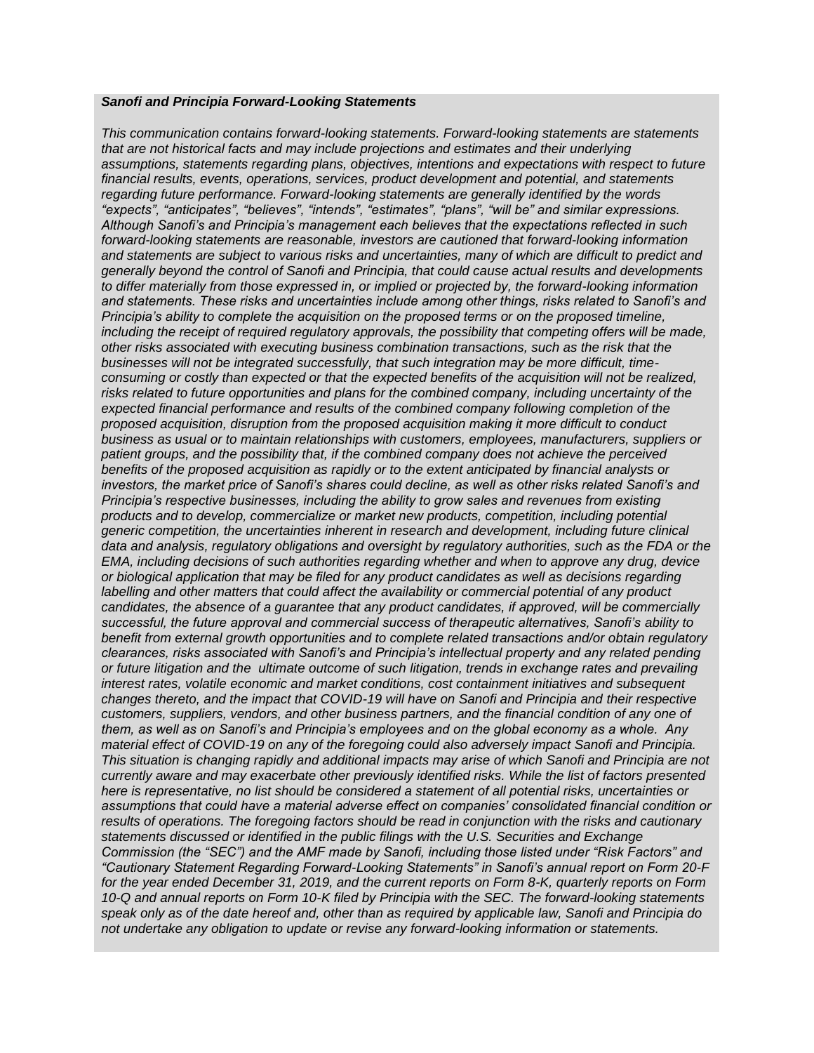***Sanofi and Principia Forward-Looking Statements***

*This communication contains forward-looking statements. Forward-looking statements are statements that are not historical facts and may include projections and estimates and their underlying assumptions, statements regarding plans, objectives, intentions and expectations with respect to future financial results, events, operations, services, product development and potential, and statements regarding future performance. Forward-looking statements are generally identified by the words “expects”, “anticipates”, “believes”, “intends”, “estimates”, “plans”, “will be” and similar expressions. Although Sanofi’s and Principia’s management each believes that the expectations reflected in such forward-looking statements are reasonable, investors are cautioned that forward-looking information and statements are subject to various risks and uncertainties, many of which are difficult to predict and generally beyond the control of Sanofi and Principia, that could cause actual results and developments to differ materially from those expressed in, or implied or projected by, the forward-looking information and statements. These risks and uncertainties include among other things, risks related to Sanofi’s and Principia’s ability to complete the acquisition on the proposed terms or on the proposed timeline, including the receipt of required regulatory approvals, the possibility that competing offers will be made, other risks associated with executing business combination transactions, such as the risk that the businesses will not be integrated successfully, that such integration may be more difficult, time-consuming or costly than expected or that the expected benefits of the acquisition will not be realized, risks related to future opportunities and plans for the combined company, including uncertainty of the expected financial performance and results of the combined company following completion of the proposed acquisition, disruption from the proposed acquisition making it more difficult to conduct business as usual or to maintain relationships with customers, employees, manufacturers, suppliers or patient groups, and the possibility that, if the combined company does not achieve the perceived benefits of the proposed acquisition as rapidly or to the extent anticipated by financial analysts or investors, the market price of Sanofi’s shares could decline, as well as other risks related Sanofi’s and Principia’s respective businesses, including the ability to grow sales and revenues from existing products and to develop, commercialize or market new products, competition, including potential generic competition, the uncertainties inherent in research and development, including future clinical data and analysis, regulatory obligations and oversight by regulatory authorities, such as the FDA or the EMA, including decisions of such authorities regarding whether and when to approve any drug, device or biological application that may be filed for any product candidates as well as decisions regarding labelling and other matters that could affect the availability or commercial potential of any product candidates, the absence of a guarantee that any product candidates, if approved, will be commercially successful, the future approval and commercial success of therapeutic alternatives, Sanofi’s ability to benefit from external growth opportunities and to complete related transactions and/or obtain regulatory clearances, risks associated with Sanofi’s and Principia’s intellectual property and any related pending or future litigation and the ultimate outcome of such litigation, trends in exchange rates and prevailing interest rates, volatile economic and market conditions, cost containment initiatives and subsequent changes thereto, and the impact that COVID-19 will have on Sanofi and Principia and their respective customers, suppliers, vendors, and other business partners, and the financial condition of any one of them, as well as on Sanofi’s and Principia’s employees and on the global economy as a whole. Any material effect of COVID-19 on any of the foregoing could also adversely impact Sanofi and Principia. This situation is changing rapidly and additional impacts may arise of which Sanofi and Principia are not currently aware and may exacerbate other previously identified risks. While the list of factors presented here is representative, no list should be considered a statement of all potential risks, uncertainties or assumptions that could have a material adverse effect on companies’ consolidated financial condition or results of operations. The foregoing factors should be read in conjunction with the risks and cautionary statements discussed or identified in the public filings with the U.S. Securities and Exchange Commission (the “SEC”) and the AMF made by Sanofi, including those listed under “Risk Factors” and “Cautionary Statement Regarding Forward-Looking Statements” in Sanofi’s annual report on Form 20-F for the year ended December 31, 2019, and the current reports on Form 8-K, quarterly reports on Form 10-Q and annual reports on Form 10-K filed by Principia with the SEC. The forward-looking statements speak only as of the date hereof and, other than as required by applicable law, Sanofi and Principia do not undertake any obligation to update or revise any forward-looking information or statements.*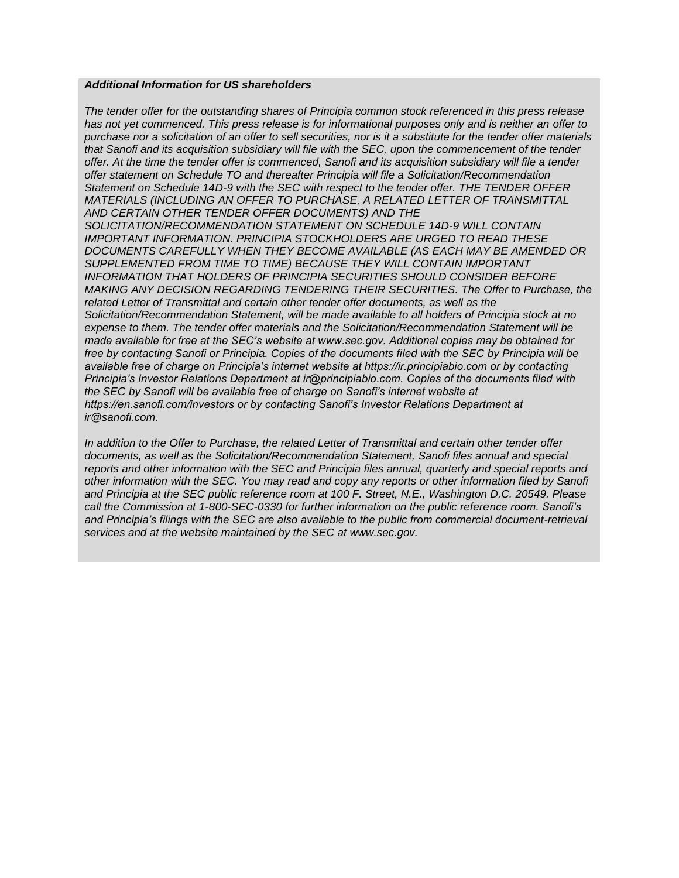***Additional Information for US shareholders***

*The tender offer for the outstanding shares of Principia common stock referenced in this press release has not yet commenced. This press release is for informational purposes only and is neither an offer to purchase nor a solicitation of an offer to sell securities, nor is it a substitute for the tender offer materials that Sanofi and its acquisition subsidiary will file with the SEC, upon the commencement of the tender offer. At the time the tender offer is commenced, Sanofi and its acquisition subsidiary will file a tender offer statement on Schedule TO and thereafter Principia will file a Solicitation/Recommendation Statement on Schedule 14D-9 with the SEC with respect to the tender offer. THE TENDER OFFER MATERIALS (INCLUDING AN OFFER TO PURCHASE, A RELATED LETTER OF TRANSMITTAL AND CERTAIN OTHER TENDER OFFER DOCUMENTS) AND THE SOLICITATION/RECOMMENDATION STATEMENT ON SCHEDULE 14D-9 WILL CONTAIN IMPORTANT INFORMATION. PRINCIPIA STOCKHOLDERS ARE URGED TO READ THESE DOCUMENTS CAREFULLY WHEN THEY BECOME AVAILABLE (AS EACH MAY BE AMENDED OR SUPPLEMENTED FROM TIME TO TIME) BECAUSE THEY WILL CONTAIN IMPORTANT INFORMATION THAT HOLDERS OF PRINCIPIA SECURITIES SHOULD CONSIDER BEFORE MAKING ANY DECISION REGARDING TENDERING THEIR SECURITIES. The Offer to Purchase, the related Letter of Transmittal and certain other tender offer documents, as well as the Solicitation/Recommendation Statement, will be made available to all holders of Principia stock at no expense to them. The tender offer materials and the Solicitation/Recommendation Statement will be made available for free at the SEC's website at www.sec.gov. Additional copies may be obtained for free by contacting Sanofi or Principia. Copies of the documents filed with the SEC by Principia will be available free of charge on Principia's internet website at https://ir.principiabio.com or by contacting Principia's Investor Relations Department at ir@principiabio.com. Copies of the documents filed with the SEC by Sanofi will be available free of charge on Sanofi's internet website at https://en.sanofi.com/investors or by contacting Sanofi's Investor Relations Department at ir@sanofi.com.*

*In addition to the Offer to Purchase, the related Letter of Transmittal and certain other tender offer documents, as well as the Solicitation/Recommendation Statement, Sanofi files annual and special reports and other information with the SEC and Principia files annual, quarterly and special reports and other information with the SEC. You may read and copy any reports or other information filed by Sanofi and Principia at the SEC public reference room at 100 F. Street, N.E., Washington D.C. 20549. Please call the Commission at 1-800-SEC-0330 for further information on the public reference room. Sanofi's and Principia's filings with the SEC are also available to the public from commercial document-retrieval services and at the website maintained by the SEC at www.sec.gov.*